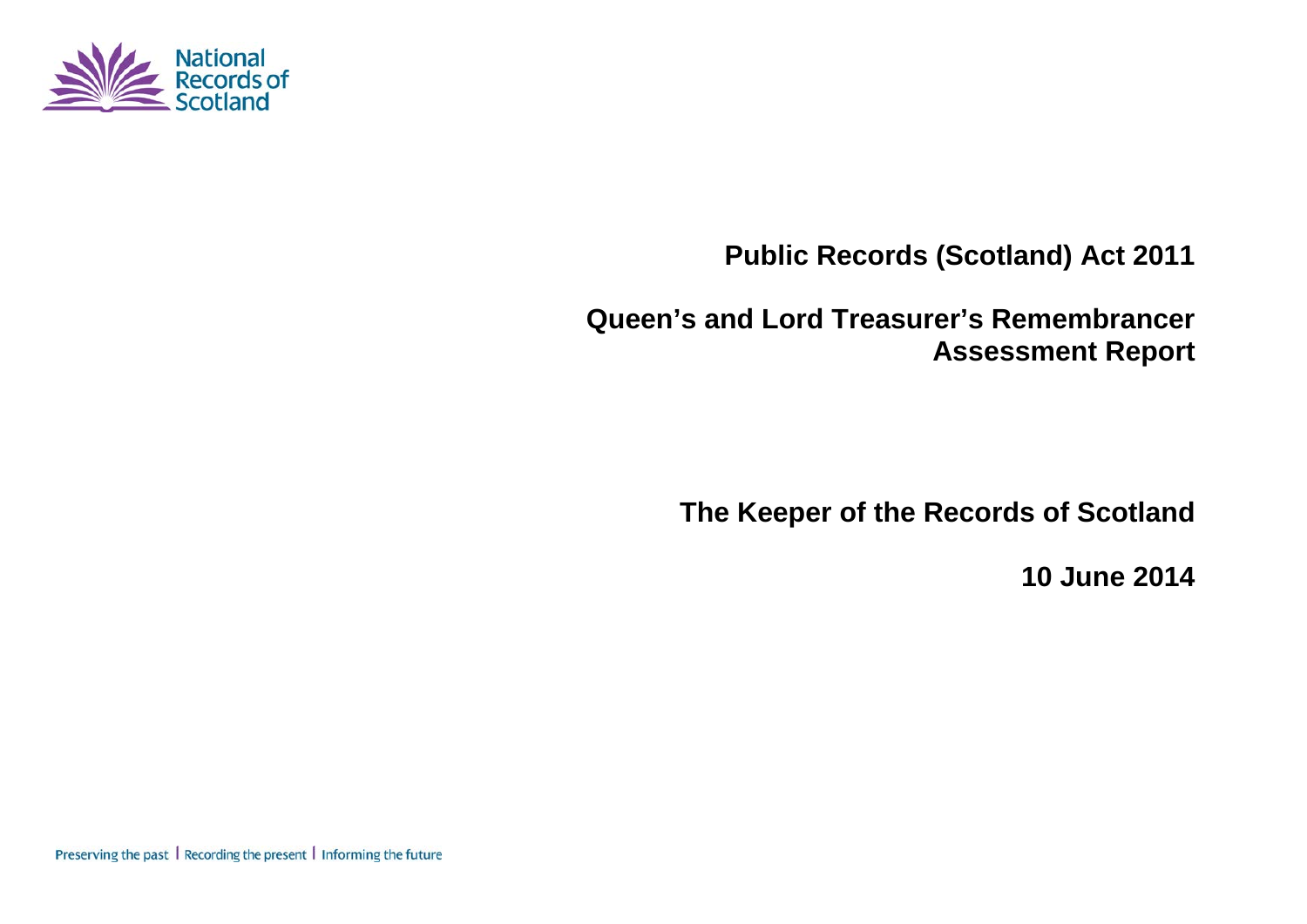National Records of Scotland

# Public Records (Scotland) Act 2011

# Queen's and Lord Treasurer's Remembrancer Assessment Report

**The Keeper of the Records of Scotland**

**10 June 2014**

Preserving the past | Recording the present | Informing the future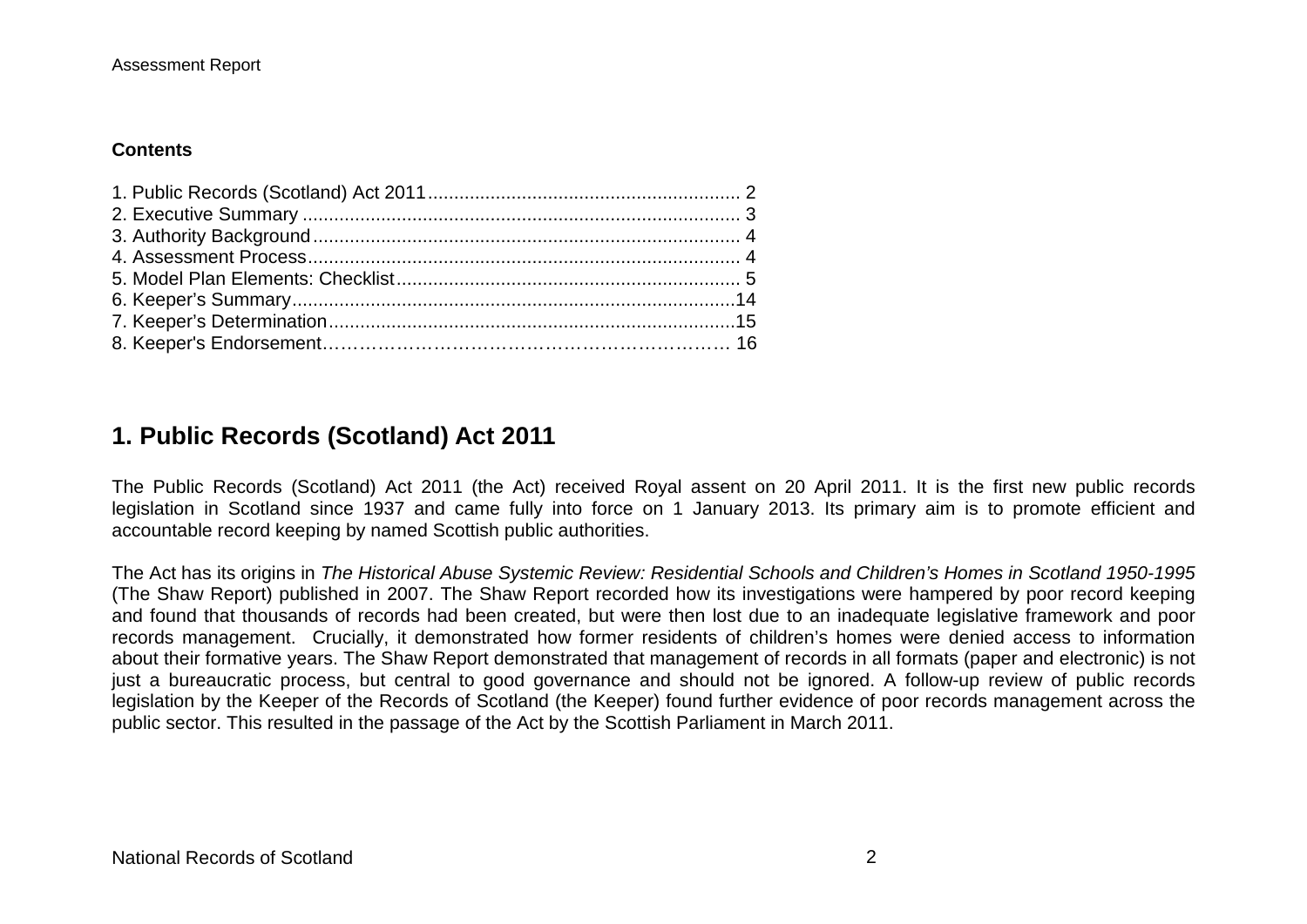**Contents**

1. Public Records (Scotland) Act 2011 ........................................................... 2
2. Executive Summary .................................................................................. 3
3. Authority Background ................................................................................ 4
4. Assessment Process .................................................................................. 4
5. Model Plan Elements: Checklist ................................................................. 5
6. Keeper's Summary .....................................................................................14
7. Keeper's Determination .............................................................................15
8. Keeper's Endorsement……………………………………………………… 16

## 1. Public Records (Scotland) Act 2011

The Public Records (Scotland) Act 2011 (the Act) received Royal assent on 20 April 2011. It is the first new public records legislation in Scotland since 1937 and came fully into force on 1 January 2013. Its primary aim is to promote efficient and accountable record keeping by named Scottish public authorities.

The Act has its origins in *The Historical Abuse Systemic Review: Residential Schools and Children's Homes in Scotland 1950-1995* (The Shaw Report) published in 2007. The Shaw Report recorded how its investigations were hampered by poor record keeping and found that thousands of records had been created, but were then lost due to an inadequate legislative framework and poor records management. Crucially, it demonstrated how former residents of children's homes were denied access to information about their formative years. The Shaw Report demonstrated that management of records in all formats (paper and electronic) is not just a bureaucratic process, but central to good governance and should not be ignored. A follow-up review of public records legislation by the Keeper of the Records of Scotland (the Keeper) found further evidence of poor records management across the public sector. This resulted in the passage of the Act by the Scottish Parliament in March 2011.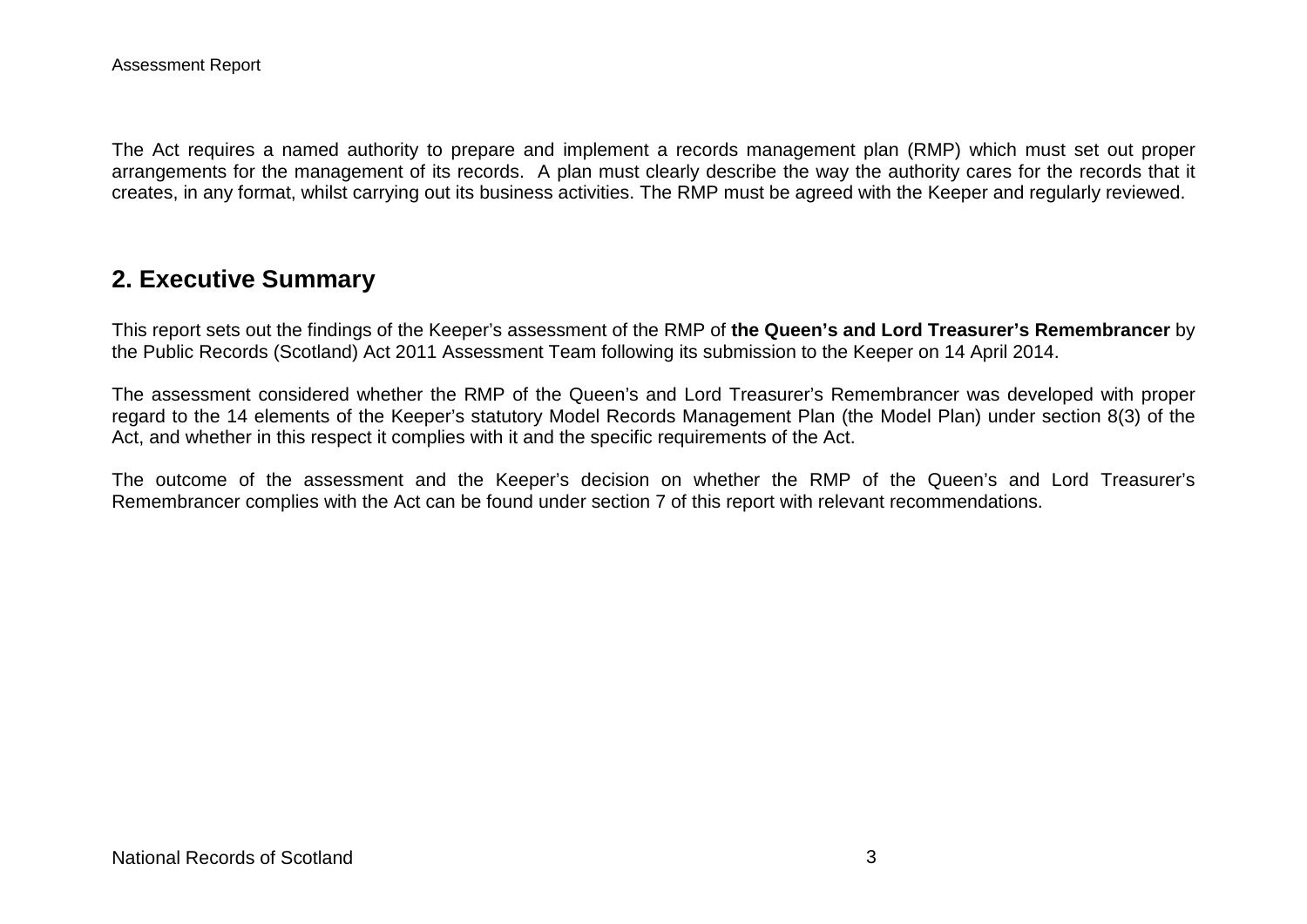The Act requires a named authority to prepare and implement a records management plan (RMP) which must set out proper arrangements for the management of its records. A plan must clearly describe the way the authority cares for the records that it creates, in any format, whilst carrying out its business activities. The RMP must be agreed with the Keeper and regularly reviewed.

## 2. Executive Summary

This report sets out the findings of the Keeper's assessment of the RMP of **the Queen's and Lord Treasurer's Remembrancer** by the Public Records (Scotland) Act 2011 Assessment Team following its submission to the Keeper on 14 April 2014.

The assessment considered whether the RMP of the Queen's and Lord Treasurer's Remembrancer was developed with proper regard to the 14 elements of the Keeper's statutory Model Records Management Plan (the Model Plan) under section 8(3) of the Act, and whether in this respect it complies with it and the specific requirements of the Act.

The outcome of the assessment and the Keeper's decision on whether the RMP of the Queen's and Lord Treasurer's Remembrancer complies with the Act can be found under section 7 of this report with relevant recommendations.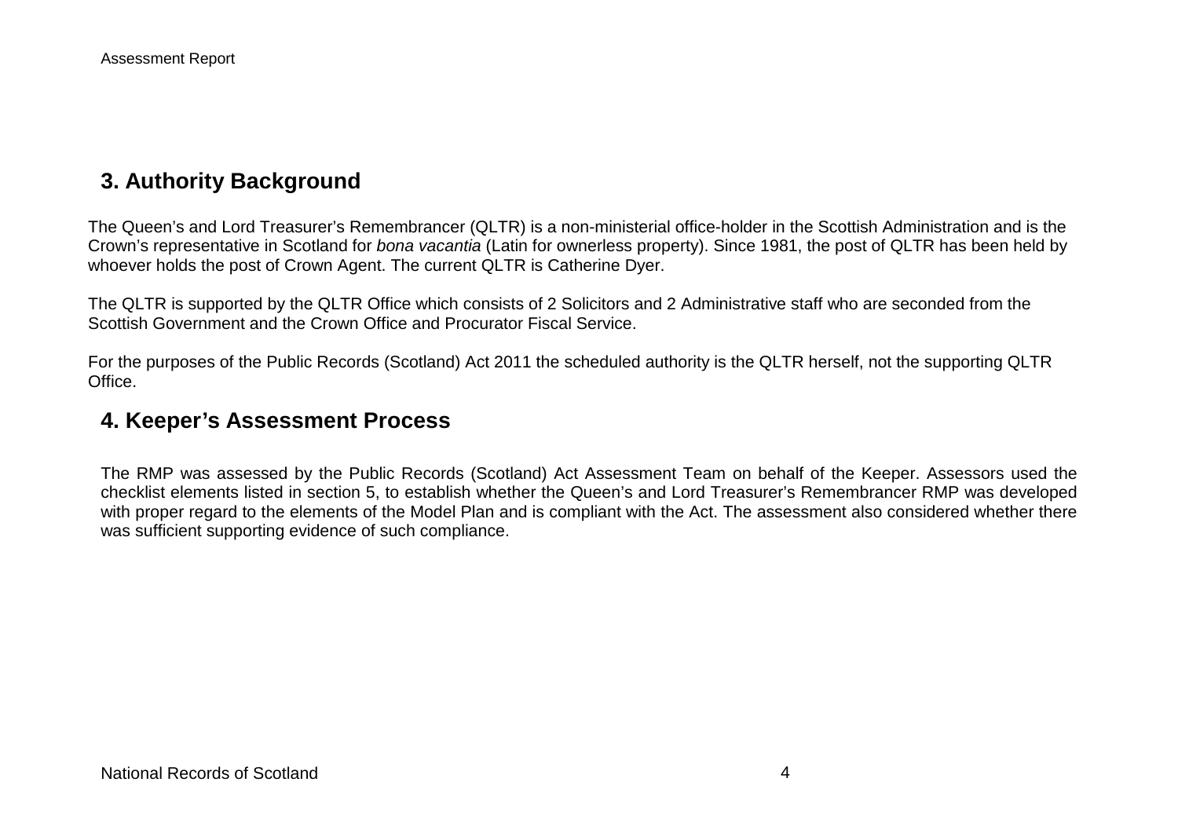## 3. Authority Background

The Queen's and Lord Treasurer's Remembrancer (QLTR) is a non-ministerial office-holder in the Scottish Administration and is the Crown's representative in Scotland for *bona vacantia* (Latin for ownerless property). Since 1981, the post of QLTR has been held by whoever holds the post of Crown Agent. The current QLTR is Catherine Dyer.

The QLTR is supported by the QLTR Office which consists of 2 Solicitors and 2 Administrative staff who are seconded from the Scottish Government and the Crown Office and Procurator Fiscal Service.

For the purposes of the Public Records (Scotland) Act 2011 the scheduled authority is the QLTR herself, not the supporting QLTR Office.

## 4. Keeper's Assessment Process

The RMP was assessed by the Public Records (Scotland) Act Assessment Team on behalf of the Keeper. Assessors used the checklist elements listed in section 5, to establish whether the Queen's and Lord Treasurer's Remembrancer RMP was developed with proper regard to the elements of the Model Plan and is compliant with the Act. The assessment also considered whether there was sufficient supporting evidence of such compliance.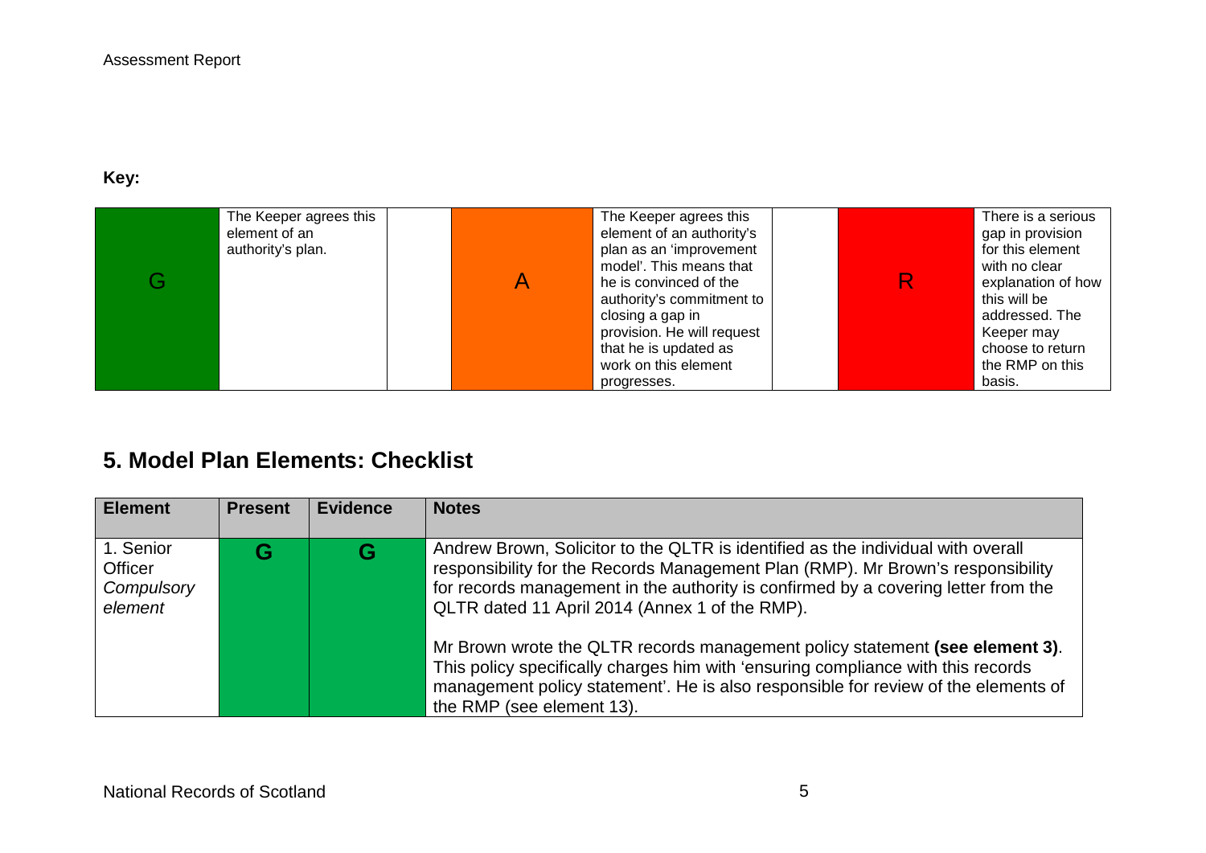**Key:**

| G | The Keeper agrees this element of an authority's plan. | | A | The Keeper agrees this element of an authority's plan as an 'improvement model'. This means that he is convinced of the authority's commitment to closing a gap in provision. He will request that he is updated as work on this element progresses. | | R | There is a serious gap in provision for this element with no clear explanation of how this will be addressed. The Keeper may choose to return the RMP on this basis. |
|---|---|---|---|---|---|---|---|

## 5. Model Plan Elements: Checklist

| Element | Present | Evidence | Notes |
|---|---|---|---|
| 1. Senior Officer *Compulsory element* | **G** | **G** | Andrew Brown, Solicitor to the QLTR is identified as the individual with overall responsibility for the Records Management Plan (RMP). Mr Brown's responsibility for records management in the authority is confirmed by a covering letter from the QLTR dated 11 April 2014 (Annex 1 of the RMP).<br><br>Mr Brown wrote the QLTR records management policy statement **(see element 3)**. This policy specifically charges him with 'ensuring compliance with this records management policy statement'. He is also responsible for review of the elements of the RMP (see element 13). |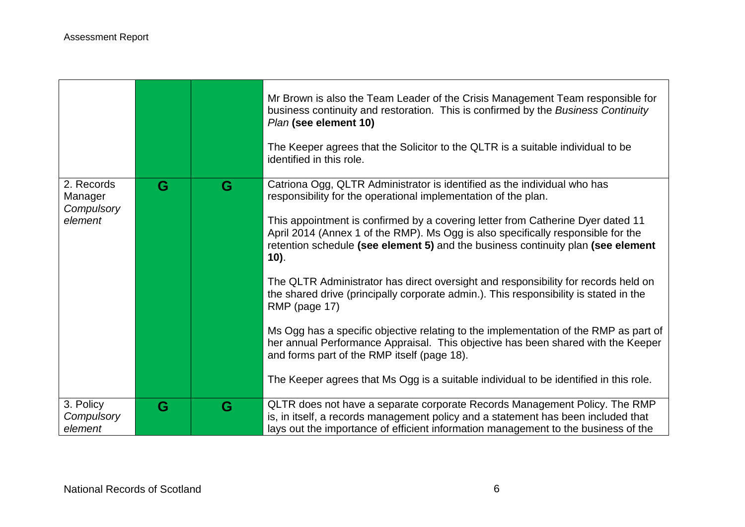| | | | |
|---|---|---|---|
| | | | Mr Brown is also the Team Leader of the Crisis Management Team responsible for business continuity and restoration. This is confirmed by the *Business Continuity Plan* **(see element 10)**<br><br>The Keeper agrees that the Solicitor to the QLTR is a suitable individual to be identified in this role. |
| 2. Records Manager *Compulsory element* | G | G | Catriona Ogg, QLTR Administrator is identified as the individual who has responsibility for the operational implementation of the plan.<br><br>This appointment is confirmed by a covering letter from Catherine Dyer dated 11 April 2014 (Annex 1 of the RMP). Ms Ogg is also specifically responsible for the retention schedule **(see element 5)** and the business continuity plan **(see element 10)**.<br><br>The QLTR Administrator has direct oversight and responsibility for records held on the shared drive (principally corporate admin.). This responsibility is stated in the RMP (page 17)<br><br>Ms Ogg has a specific objective relating to the implementation of the RMP as part of her annual Performance Appraisal. This objective has been shared with the Keeper and forms part of the RMP itself (page 18).<br><br>The Keeper agrees that Ms Ogg is a suitable individual to be identified in this role. |
| 3. Policy *Compulsory element* | G | G | QLTR does not have a separate corporate Records Management Policy. The RMP is, in itself, a records management policy and a statement has been included that lays out the importance of efficient information management to the business of the |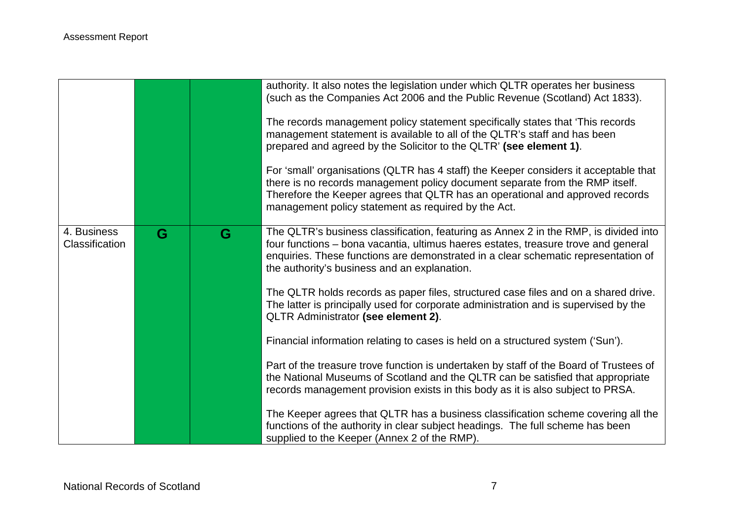| | | | |
|---|---|---|---|
| | | | authority. It also notes the legislation under which QLTR operates her business (such as the Companies Act 2006 and the Public Revenue (Scotland) Act 1833).<br><br>The records management policy statement specifically states that 'This records management statement is available to all of the QLTR's staff and has been prepared and agreed by the Solicitor to the QLTR' **(see element 1)**.<br><br>For 'small' organisations (QLTR has 4 staff) the Keeper considers it acceptable that there is no records management policy document separate from the RMP itself. Therefore the Keeper agrees that QLTR has an operational and approved records management policy statement as required by the Act. |
| 4. Business Classification | G | G | The QLTR's business classification, featuring as Annex 2 in the RMP, is divided into four functions – bona vacantia, ultimus haeres estates, treasure trove and general enquiries. These functions are demonstrated in a clear schematic representation of the authority's business and an explanation.<br><br>The QLTR holds records as paper files, structured case files and on a shared drive. The latter is principally used for corporate administration and is supervised by the QLTR Administrator **(see element 2)**.<br><br>Financial information relating to cases is held on a structured system ('Sun').<br><br>Part of the treasure trove function is undertaken by staff of the Board of Trustees of the National Museums of Scotland and the QLTR can be satisfied that appropriate records management provision exists in this body as it is also subject to PRSA.<br><br>The Keeper agrees that QLTR has a business classification scheme covering all the functions of the authority in clear subject headings. The full scheme has been supplied to the Keeper (Annex 2 of the RMP). |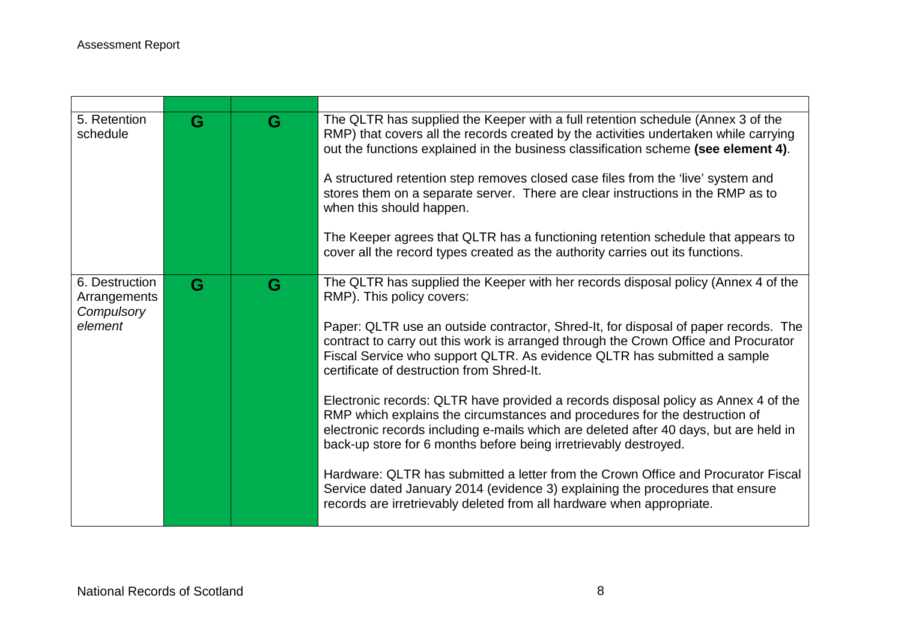| | | | |
|---|---|---|---|
| 5. Retention schedule | G | G | The QLTR has supplied the Keeper with a full retention schedule (Annex 3 of the RMP) that covers all the records created by the activities undertaken while carrying out the functions explained in the business classification scheme **(see element 4)**.<br><br>A structured retention step removes closed case files from the 'live' system and stores them on a separate server. There are clear instructions in the RMP as to when this should happen.<br><br>The Keeper agrees that QLTR has a functioning retention schedule that appears to cover all the record types created as the authority carries out its functions. |
| 6. Destruction Arrangements *Compulsory element* | G | G | The QLTR has supplied the Keeper with her records disposal policy (Annex 4 of the RMP). This policy covers:<br><br>Paper: QLTR use an outside contractor, Shred-It, for disposal of paper records. The contract to carry out this work is arranged through the Crown Office and Procurator Fiscal Service who support QLTR. As evidence QLTR has submitted a sample certificate of destruction from Shred-It.<br><br>Electronic records: QLTR have provided a records disposal policy as Annex 4 of the RMP which explains the circumstances and procedures for the destruction of electronic records including e-mails which are deleted after 40 days, but are held in back-up store for 6 months before being irretrievably destroyed.<br><br>Hardware: QLTR has submitted a letter from the Crown Office and Procurator Fiscal Service dated January 2014 (evidence 3) explaining the procedures that ensure records are irretrievably deleted from all hardware when appropriate. |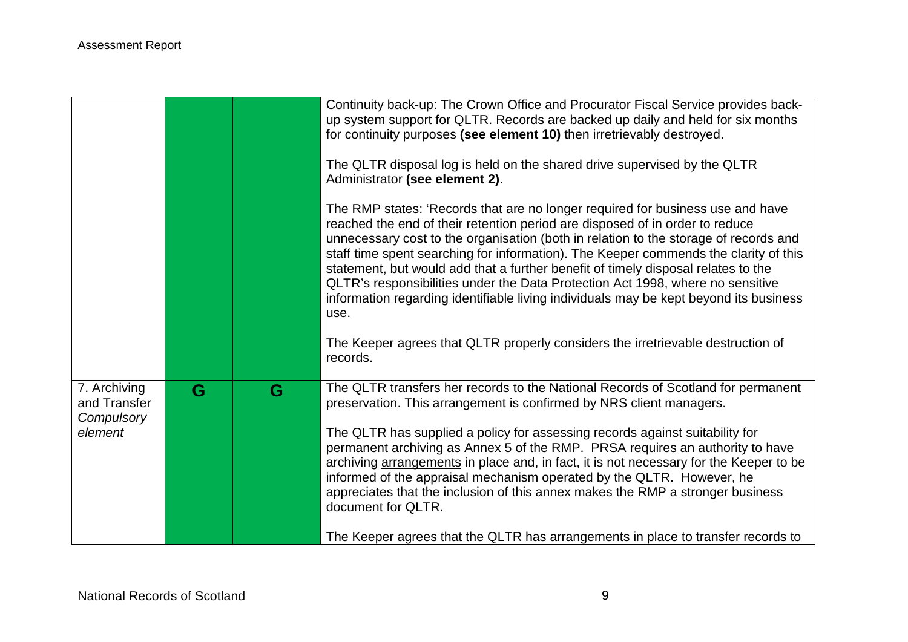| | | | |
|---|---|---|---|
| | | | Continuity back-up: The Crown Office and Procurator Fiscal Service provides back-up system support for QLTR. Records are backed up daily and held for six months for continuity purposes **(see element 10)** then irretrievably destroyed.<br><br>The QLTR disposal log is held on the shared drive supervised by the QLTR Administrator **(see element 2)**.<br><br>The RMP states: 'Records that are no longer required for business use and have reached the end of their retention period are disposed of in order to reduce unnecessary cost to the organisation (both in relation to the storage of records and staff time spent searching for information). The Keeper commends the clarity of this statement, but would add that a further benefit of timely disposal relates to the QLTR's responsibilities under the Data Protection Act 1998, where no sensitive information regarding identifiable living individuals may be kept beyond its business use.<br><br>The Keeper agrees that QLTR properly considers the irretrievable destruction of records. |
| 7. Archiving and Transfer *Compulsory element* | G | G | The QLTR transfers her records to the National Records of Scotland for permanent preservation. This arrangement is confirmed by NRS client managers.<br><br>The QLTR has supplied a policy for assessing records against suitability for permanent archiving as Annex 5 of the RMP. PRSA requires an authority to have archiving <u>arrangements</u> in place and, in fact, it is not necessary for the Keeper to be informed of the appraisal mechanism operated by the QLTR. However, he appreciates that the inclusion of this annex makes the RMP a stronger business document for QLTR.<br><br>The Keeper agrees that the QLTR has arrangements in place to transfer records to |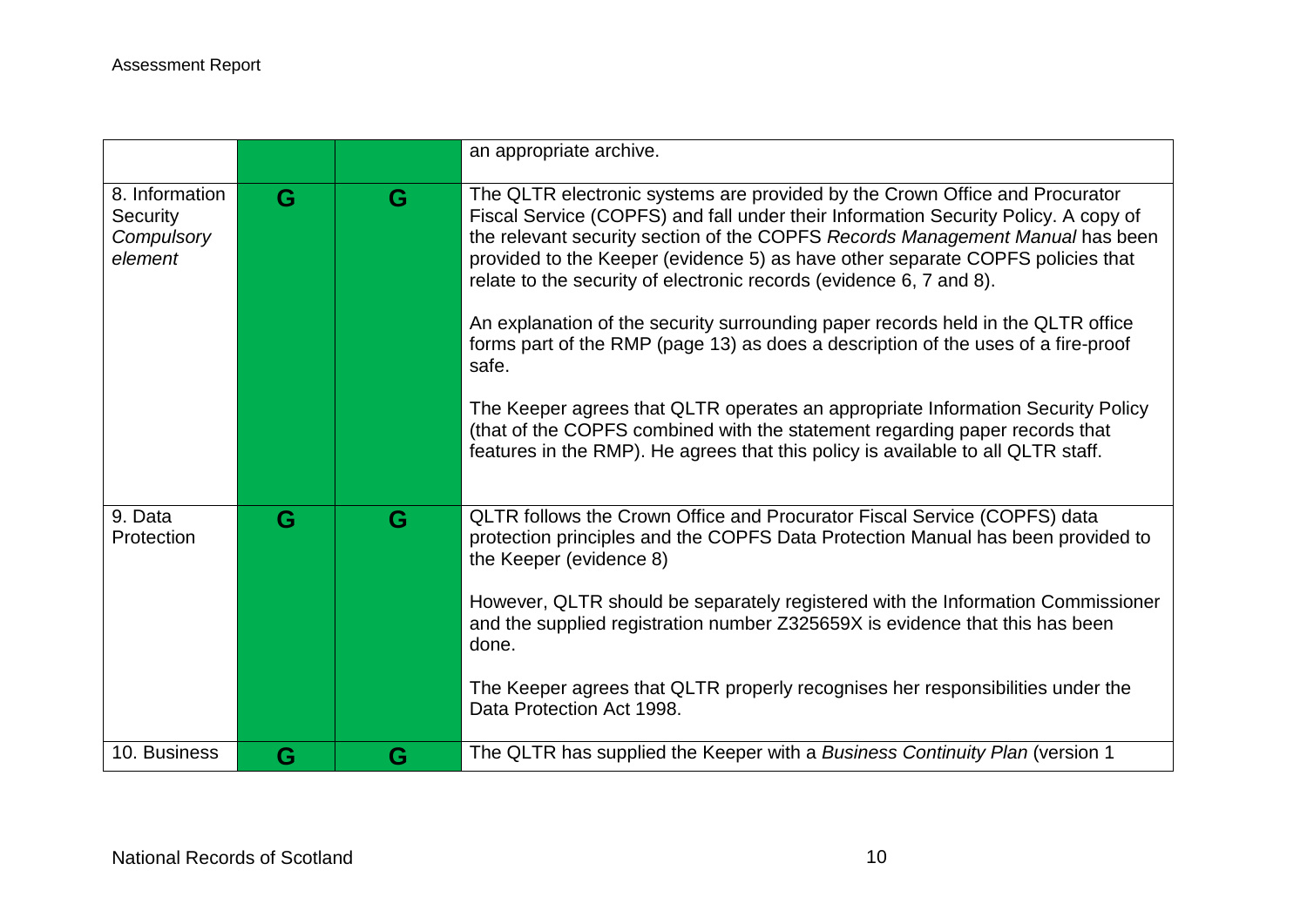| | | | |
|---|---|---|---|
| | | | an appropriate archive. |
| 8. Information Security *Compulsory element* | G | G | The QLTR electronic systems are provided by the Crown Office and Procurator Fiscal Service (COPFS) and fall under their Information Security Policy. A copy of the relevant security section of the COPFS *Records Management Manual* has been provided to the Keeper (evidence 5) as have other separate COPFS policies that relate to the security of electronic records (evidence 6, 7 and 8).<br><br>An explanation of the security surrounding paper records held in the QLTR office forms part of the RMP (page 13) as does a description of the uses of a fire-proof safe.<br><br>The Keeper agrees that QLTR operates an appropriate Information Security Policy (that of the COPFS combined with the statement regarding paper records that features in the RMP). He agrees that this policy is available to all QLTR staff. |
| 9. Data Protection | G | G | QLTR follows the Crown Office and Procurator Fiscal Service (COPFS) data protection principles and the COPFS Data Protection Manual has been provided to the Keeper (evidence 8)<br><br>However, QLTR should be separately registered with the Information Commissioner and the supplied registration number Z325659X is evidence that this has been done.<br><br>The Keeper agrees that QLTR properly recognises her responsibilities under the Data Protection Act 1998. |
| 10. Business | G | G | The QLTR has supplied the Keeper with a *Business Continuity Plan* (version 1 |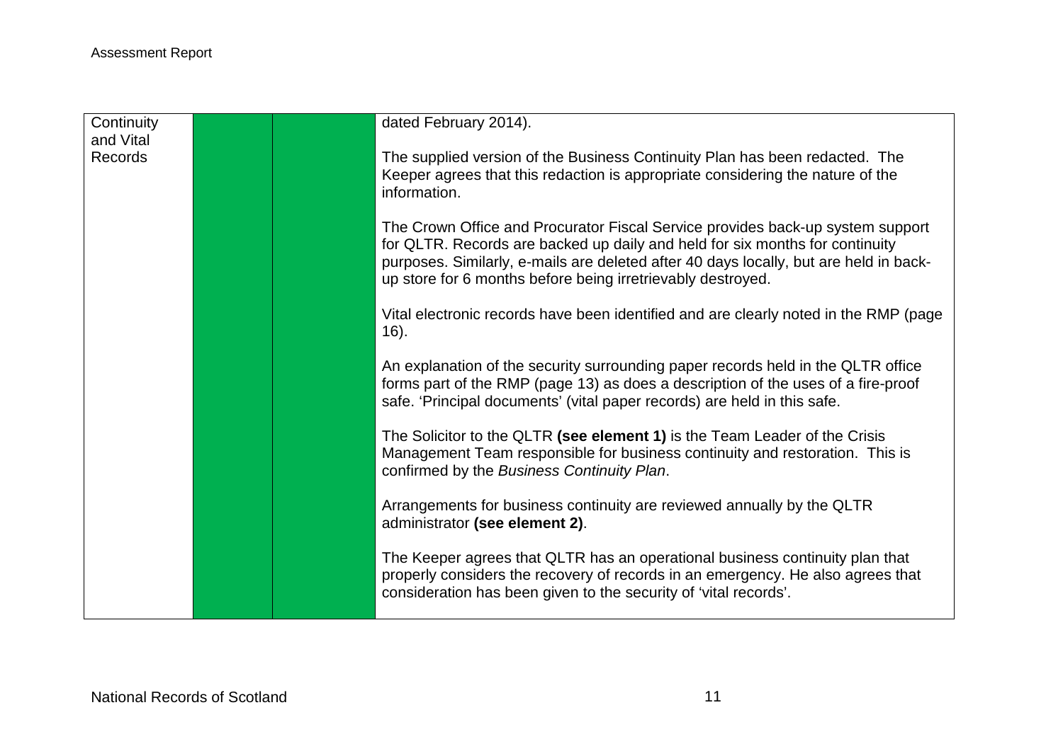| Continuity and Vital Records | | | dated February 2014).<br><br>The supplied version of the Business Continuity Plan has been redacted. The Keeper agrees that this redaction is appropriate considering the nature of the information.<br><br>The Crown Office and Procurator Fiscal Service provides back-up system support for QLTR. Records are backed up daily and held for six months for continuity purposes. Similarly, e-mails are deleted after 40 days locally, but are held in back-up store for 6 months before being irretrievably destroyed.<br><br>Vital electronic records have been identified and are clearly noted in the RMP (page 16).<br><br>An explanation of the security surrounding paper records held in the QLTR office forms part of the RMP (page 13) as does a description of the uses of a fire-proof safe. 'Principal documents' (vital paper records) are held in this safe.<br><br>The Solicitor to the QLTR **(see element 1)** is the Team Leader of the Crisis Management Team responsible for business continuity and restoration. This is confirmed by the *Business Continuity Plan*.<br><br>Arrangements for business continuity are reviewed annually by the QLTR administrator **(see element 2)**.<br><br>The Keeper agrees that QLTR has an operational business continuity plan that properly considers the recovery of records in an emergency. He also agrees that consideration has been given to the security of 'vital records'. |
|---|---|---|---|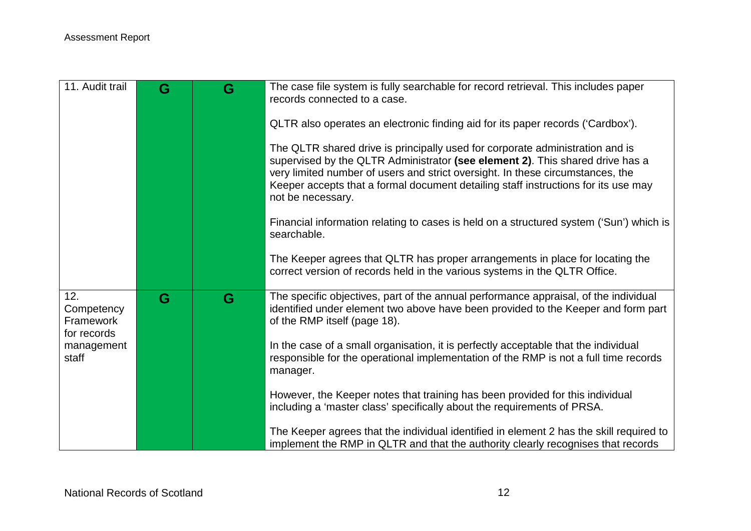| | | | |
|---|---|---|---|
| 11. Audit trail | G | G | The case file system is fully searchable for record retrieval. This includes paper records connected to a case.<br><br>QLTR also operates an electronic finding aid for its paper records ('Cardbox').<br><br>The QLTR shared drive is principally used for corporate administration and is supervised by the QLTR Administrator **(see element 2)**. This shared drive has a very limited number of users and strict oversight. In these circumstances, the Keeper accepts that a formal document detailing staff instructions for its use may not be necessary.<br><br>Financial information relating to cases is held on a structured system ('Sun') which is searchable.<br><br>The Keeper agrees that QLTR has proper arrangements in place for locating the correct version of records held in the various systems in the QLTR Office. |
| 12. Competency Framework for records management staff | G | G | The specific objectives, part of the annual performance appraisal, of the individual identified under element two above have been provided to the Keeper and form part of the RMP itself (page 18).<br><br>In the case of a small organisation, it is perfectly acceptable that the individual responsible for the operational implementation of the RMP is not a full time records manager.<br><br>However, the Keeper notes that training has been provided for this individual including a 'master class' specifically about the requirements of PRSA.<br><br>The Keeper agrees that the individual identified in element 2 has the skill required to implement the RMP in QLTR and that the authority clearly recognises that records |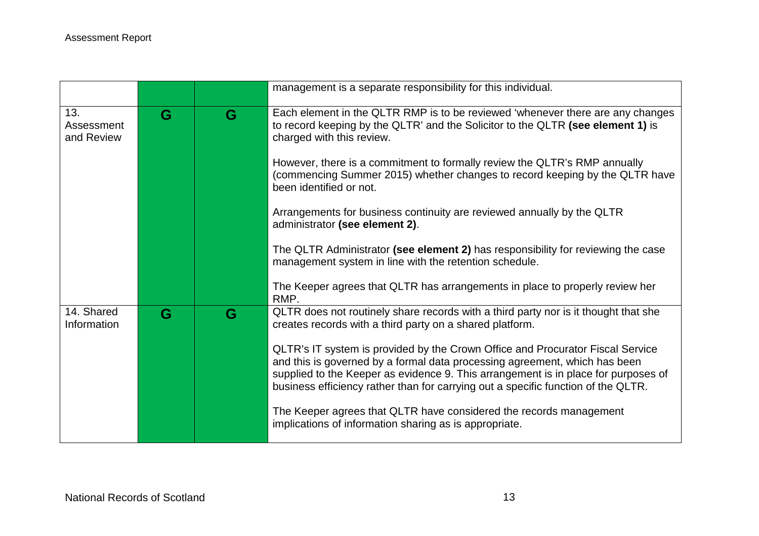| | | | |
|---|---|---|---|
| | | | management is a separate responsibility for this individual. |
| 13. Assessment and Review | G | G | Each element in the QLTR RMP is to be reviewed 'whenever there are any changes to record keeping by the QLTR' and the Solicitor to the QLTR **(see element 1)** is charged with this review.<br><br>However, there is a commitment to formally review the QLTR's RMP annually (commencing Summer 2015) whether changes to record keeping by the QLTR have been identified or not.<br><br>Arrangements for business continuity are reviewed annually by the QLTR administrator **(see element 2)**.<br><br>The QLTR Administrator **(see element 2)** has responsibility for reviewing the case management system in line with the retention schedule.<br><br>The Keeper agrees that QLTR has arrangements in place to properly review her RMP. |
| 14. Shared Information | G | G | QLTR does not routinely share records with a third party nor is it thought that she creates records with a third party on a shared platform.<br><br>QLTR's IT system is provided by the Crown Office and Procurator Fiscal Service and this is governed by a formal data processing agreement, which has been supplied to the Keeper as evidence 9. This arrangement is in place for purposes of business efficiency rather than for carrying out a specific function of the QLTR.<br><br>The Keeper agrees that QLTR have considered the records management implications of information sharing as is appropriate. |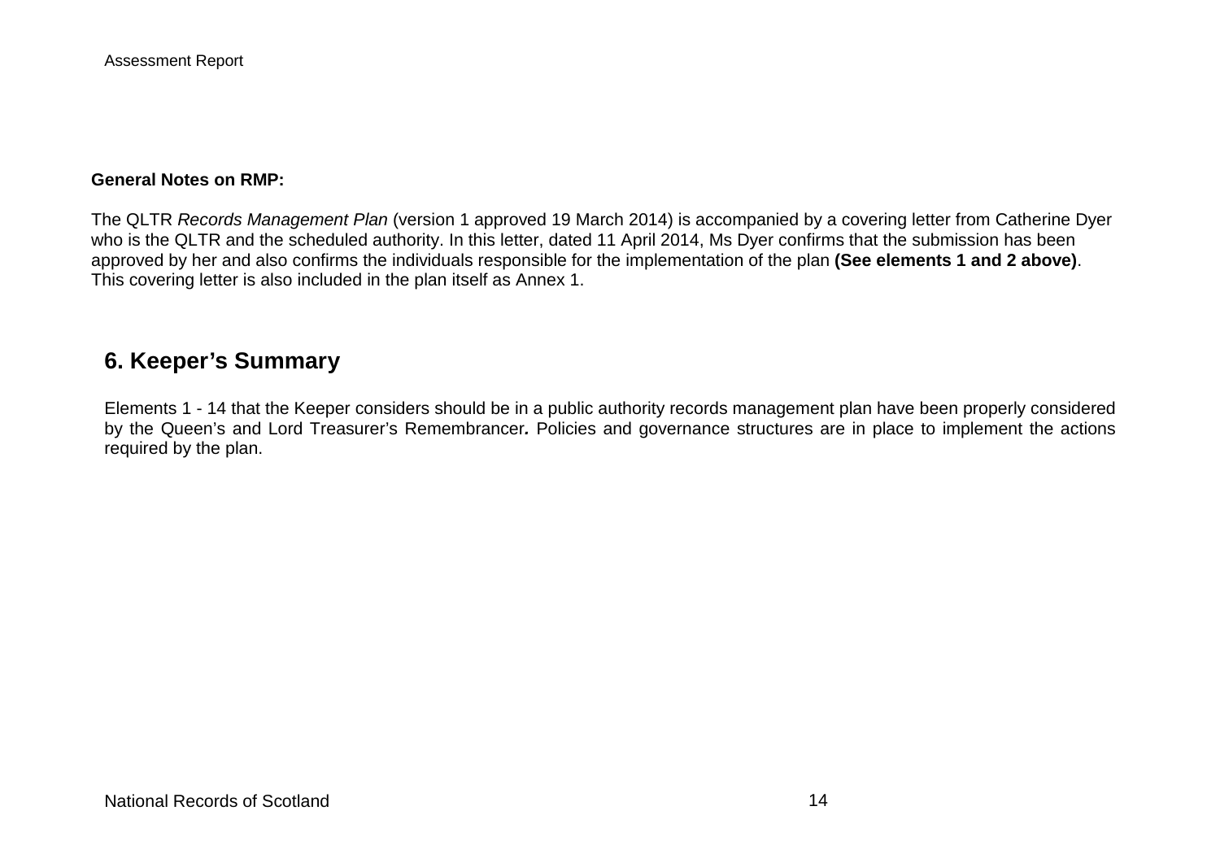**General Notes on RMP:**

The QLTR *Records Management Plan* (version 1 approved 19 March 2014) is accompanied by a covering letter from Catherine Dyer who is the QLTR and the scheduled authority. In this letter, dated 11 April 2014, Ms Dyer confirms that the submission has been approved by her and also confirms the individuals responsible for the implementation of the plan **(See elements 1 and 2 above)**. This covering letter is also included in the plan itself as Annex 1.

## 6. Keeper's Summary

Elements 1 - 14 that the Keeper considers should be in a public authority records management plan have been properly considered by the Queen's and Lord Treasurer's Remembrancer***.*** Policies and governance structures are in place to implement the actions required by the plan.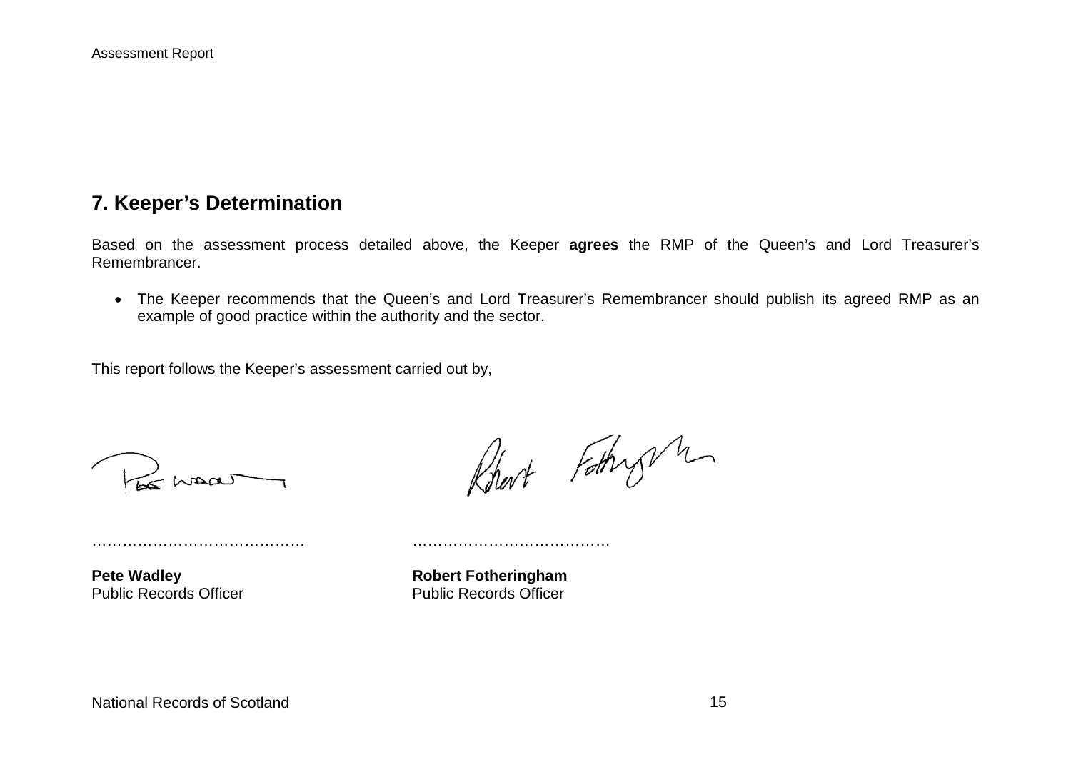## 7. Keeper's Determination

Based on the assessment process detailed above, the Keeper **agrees** the RMP of the Queen's and Lord Treasurer's Remembrancer.

- The Keeper recommends that the Queen's and Lord Treasurer's Remembrancer should publish its agreed RMP as an example of good practice within the authority and the sector.

This report follows the Keeper's assessment carried out by,

…………………………………… ……………………………………

**Pete Wadley**
Public Records Officer

**Robert Fotheringham**
Public Records Officer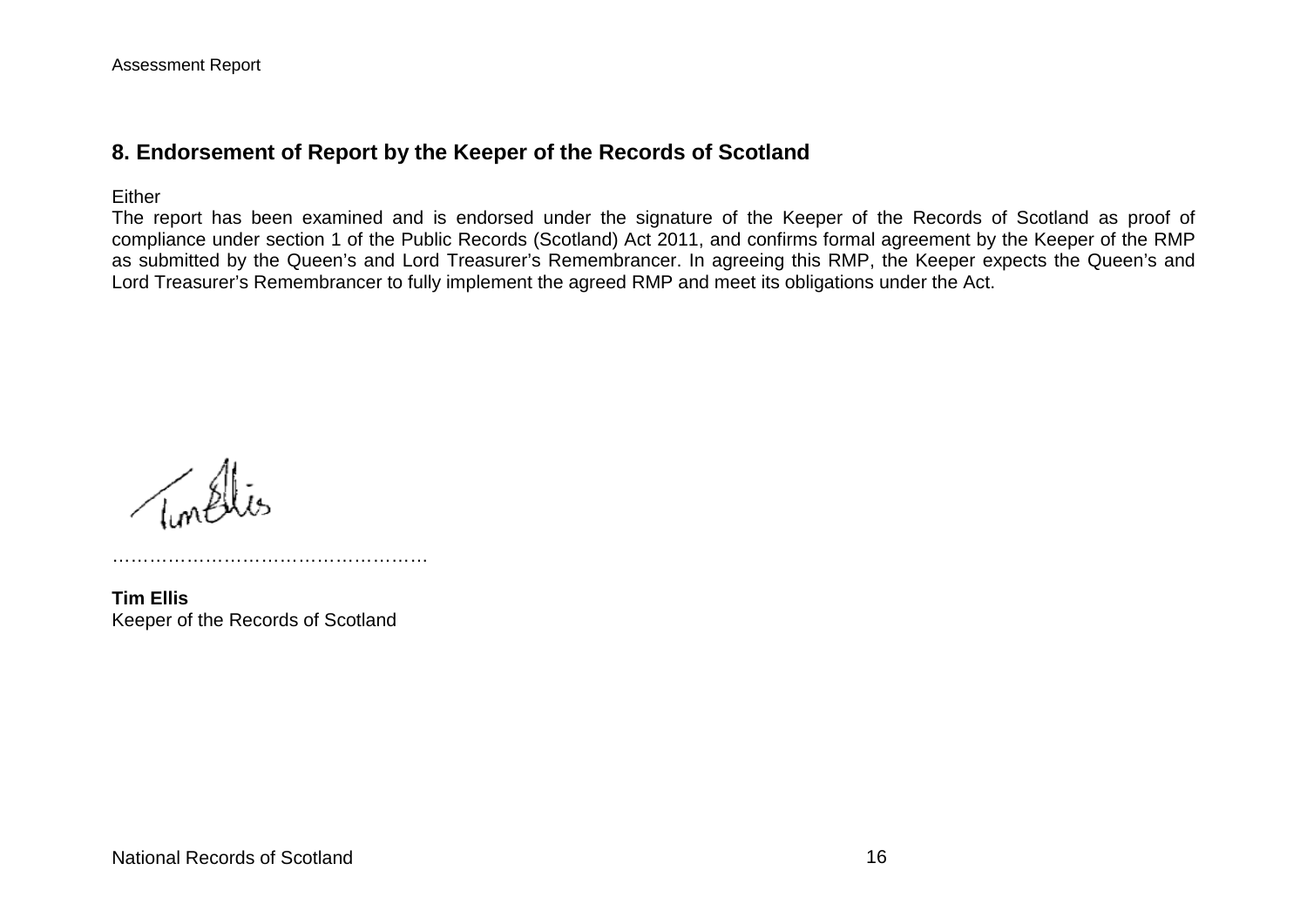## 8. Endorsement of Report by the Keeper of the Records of Scotland

Either

The report has been examined and is endorsed under the signature of the Keeper of the Records of Scotland as proof of compliance under section 1 of the Public Records (Scotland) Act 2011, and confirms formal agreement by the Keeper of the RMP as submitted by the Queen's and Lord Treasurer's Remembrancer. In agreeing this RMP, the Keeper expects the Queen's and Lord Treasurer's Remembrancer to fully implement the agreed RMP and meet its obligations under the Act.

……………………………………………

**Tim Ellis**
Keeper of the Records of Scotland